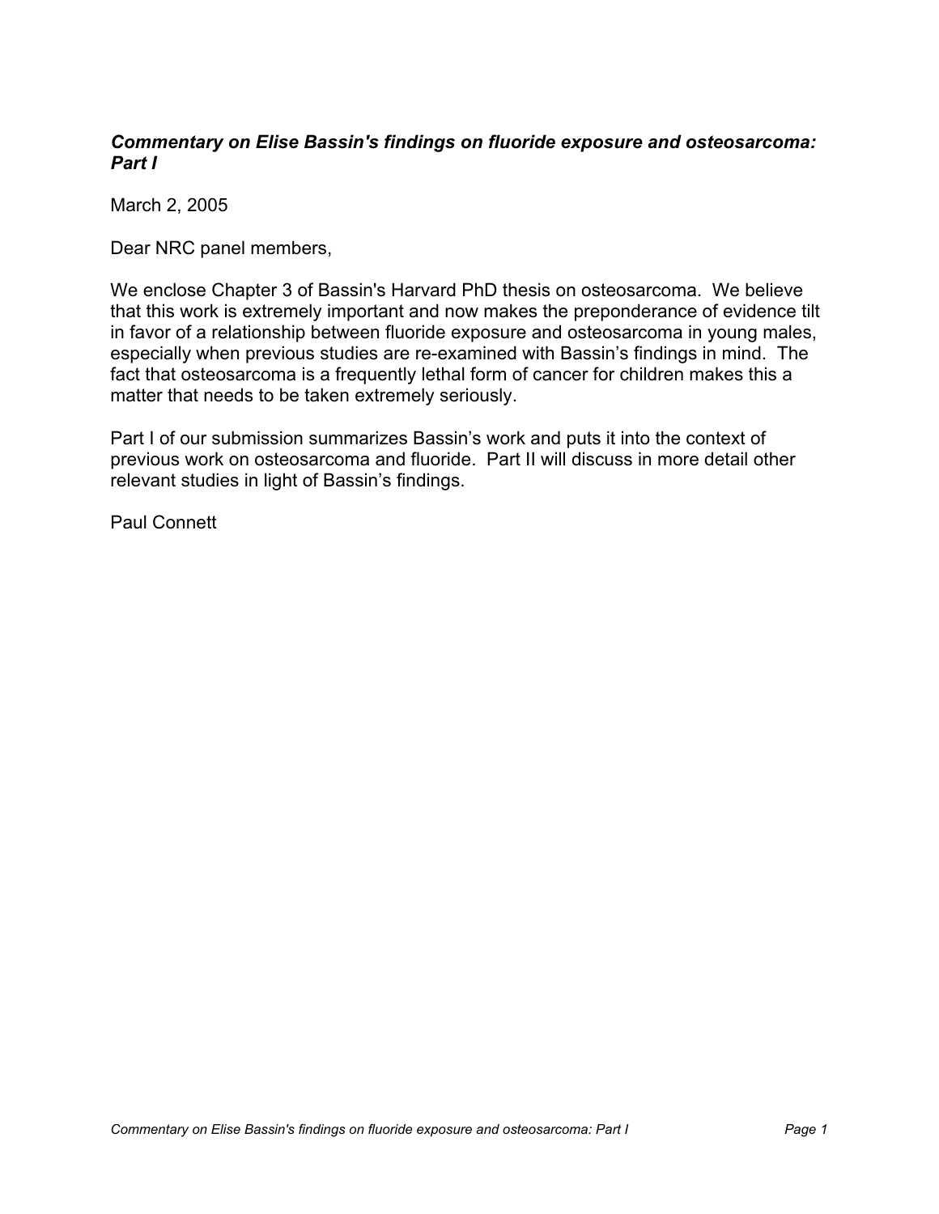***Commentary on Elise Bassin's findings on fluoride exposure and osteosarcoma: Part I***

March 2, 2005

Dear NRC panel members,

We enclose Chapter 3 of Bassin's Harvard PhD thesis on osteosarcoma. We believe that this work is extremely important and now makes the preponderance of evidence tilt in favor of a relationship between fluoride exposure and osteosarcoma in young males, especially when previous studies are re-examined with Bassin's findings in mind. The fact that osteosarcoma is a frequently lethal form of cancer for children makes this a matter that needs to be taken extremely seriously.

Part I of our submission summarizes Bassin's work and puts it into the context of previous work on osteosarcoma and fluoride. Part II will discuss in more detail other relevant studies in light of Bassin's findings.

Paul Connett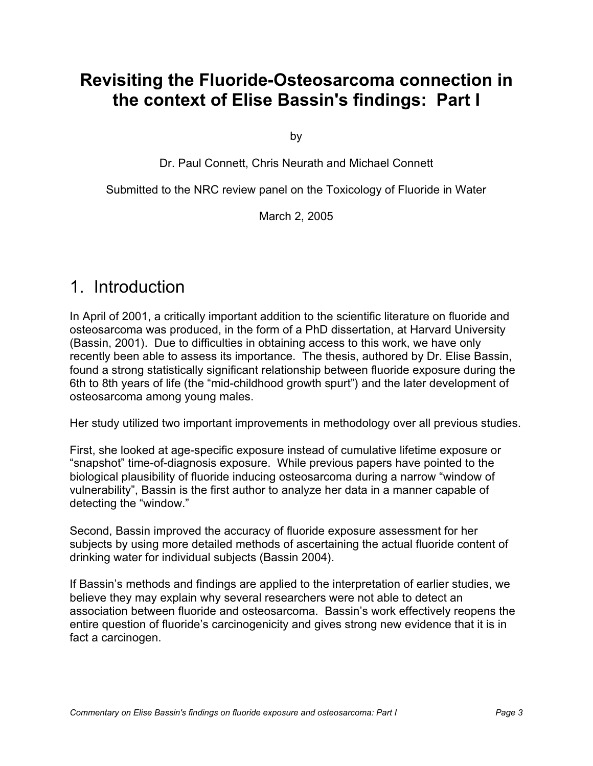# Revisiting the Fluoride-Osteosarcoma connection in the context of Elise Bassin's findings: Part I

by

Dr. Paul Connett, Chris Neurath and Michael Connett

Submitted to the NRC review panel on the Toxicology of Fluoride in Water

March 2, 2005

## 1. Introduction

In April of 2001, a critically important addition to the scientific literature on fluoride and osteosarcoma was produced, in the form of a PhD dissertation, at Harvard University (Bassin, 2001). Due to difficulties in obtaining access to this work, we have only recently been able to assess its importance. The thesis, authored by Dr. Elise Bassin, found a strong statistically significant relationship between fluoride exposure during the 6th to 8th years of life (the "mid-childhood growth spurt") and the later development of osteosarcoma among young males.

Her study utilized two important improvements in methodology over all previous studies.

First, she looked at age-specific exposure instead of cumulative lifetime exposure or "snapshot" time-of-diagnosis exposure. While previous papers have pointed to the biological plausibility of fluoride inducing osteosarcoma during a narrow "window of vulnerability", Bassin is the first author to analyze her data in a manner capable of detecting the "window."

Second, Bassin improved the accuracy of fluoride exposure assessment for her subjects by using more detailed methods of ascertaining the actual fluoride content of drinking water for individual subjects (Bassin 2004).

If Bassin's methods and findings are applied to the interpretation of earlier studies, we believe they may explain why several researchers were not able to detect an association between fluoride and osteosarcoma. Bassin's work effectively reopens the entire question of fluoride's carcinogenicity and gives strong new evidence that it is in fact a carcinogen.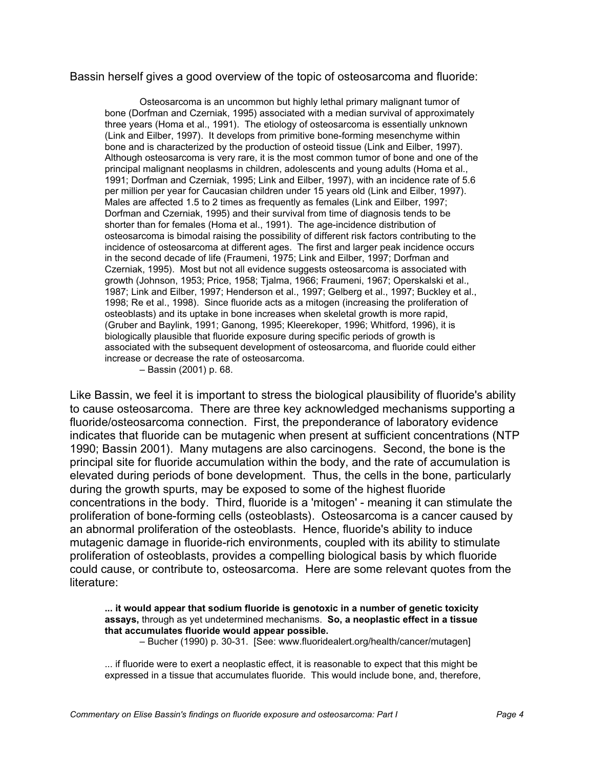Bassin herself gives a good overview of the topic of osteosarcoma and fluoride:

> Osteosarcoma is an uncommon but highly lethal primary malignant tumor of bone (Dorfman and Czerniak, 1995) associated with a median survival of approximately three years (Homa et al., 1991). The etiology of osteosarcoma is essentially unknown (Link and Eilber, 1997). It develops from primitive bone-forming mesenchyme within bone and is characterized by the production of osteoid tissue (Link and Eilber, 1997). Although osteosarcoma is very rare, it is the most common tumor of bone and one of the principal malignant neoplasms in children, adolescents and young adults (Homa et al., 1991; Dorfman and Czerniak, 1995; Link and Eilber, 1997), with an incidence rate of 5.6 per million per year for Caucasian children under 15 years old (Link and Eilber, 1997). Males are affected 1.5 to 2 times as frequently as females (Link and Eilber, 1997; Dorfman and Czerniak, 1995) and their survival from time of diagnosis tends to be shorter than for females (Homa et al., 1991). The age-incidence distribution of osteosarcoma is bimodal raising the possibility of different risk factors contributing to the incidence of osteosarcoma at different ages. The first and larger peak incidence occurs in the second decade of life (Fraumeni, 1975; Link and Eilber, 1997; Dorfman and Czerniak, 1995). Most but not all evidence suggests osteosarcoma is associated with growth (Johnson, 1953; Price, 1958; Tjalma, 1966; Fraumeni, 1967; Operskalski et al., 1987; Link and Eilber, 1997; Henderson et al., 1997; Gelberg et al., 1997; Buckley et al., 1998; Re et al., 1998). Since fluoride acts as a mitogen (increasing the proliferation of osteoblasts) and its uptake in bone increases when skeletal growth is more rapid, (Gruber and Baylink, 1991; Ganong, 1995; Kleerekoper, 1996; Whitford, 1996), it is biologically plausible that fluoride exposure during specific periods of growth is associated with the subsequent development of osteosarcoma, and fluoride could either increase or decrease the rate of osteosarcoma.
>
> – Bassin (2001) p. 68.

Like Bassin, we feel it is important to stress the biological plausibility of fluoride's ability to cause osteosarcoma. There are three key acknowledged mechanisms supporting a fluoride/osteosarcoma connection. First, the preponderance of laboratory evidence indicates that fluoride can be mutagenic when present at sufficient concentrations (NTP 1990; Bassin 2001). Many mutagens are also carcinogens. Second, the bone is the principal site for fluoride accumulation within the body, and the rate of accumulation is elevated during periods of bone development. Thus, the cells in the bone, particularly during the growth spurts, may be exposed to some of the highest fluoride concentrations in the body. Third, fluoride is a 'mitogen' - meaning it can stimulate the proliferation of bone-forming cells (osteoblasts). Osteosarcoma is a cancer caused by an abnormal proliferation of the osteoblasts. Hence, fluoride's ability to induce mutagenic damage in fluoride-rich environments, coupled with its ability to stimulate proliferation of osteoblasts, provides a compelling biological basis by which fluoride could cause, or contribute to, osteosarcoma. Here are some relevant quotes from the literature:

> **... it would appear that sodium fluoride is genotoxic in a number of genetic toxicity assays,** through as yet undetermined mechanisms. **So, a neoplastic effect in a tissue that accumulates fluoride would appear possible.**
>
> – Bucher (1990) p. 30-31. [See: www.fluoridealert.org/health/cancer/mutagen]

> ... if fluoride were to exert a neoplastic effect, it is reasonable to expect that this might be expressed in a tissue that accumulates fluoride. This would include bone, and, therefore,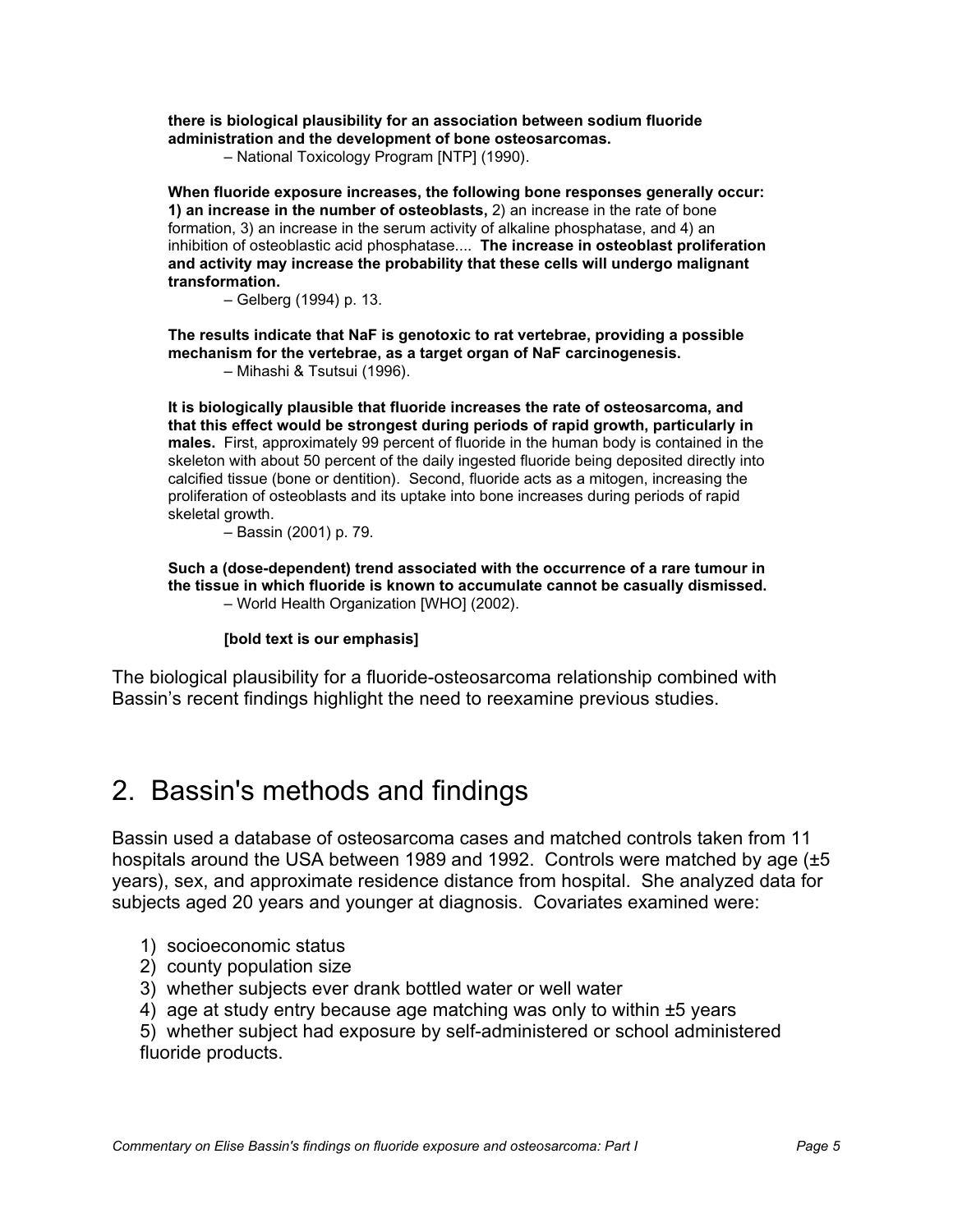> **there is biological plausibility for an association between sodium fluoride administration and the development of bone osteosarcomas.**
>
> – National Toxicology Program [NTP] (1990).

> **When fluoride exposure increases, the following bone responses generally occur: 1) an increase in the number of osteoblasts,** 2) an increase in the rate of bone formation, 3) an increase in the serum activity of alkaline phosphatase, and 4) an inhibition of osteoblastic acid phosphatase.... **The increase in osteoblast proliferation and activity may increase the probability that these cells will undergo malignant transformation.**
>
> – Gelberg (1994) p. 13.

> **The results indicate that NaF is genotoxic to rat vertebrae, providing a possible mechanism for the vertebrae, as a target organ of NaF carcinogenesis.**
>
> – Mihashi & Tsutsui (1996).

> **It is biologically plausible that fluoride increases the rate of osteosarcoma, and that this effect would be strongest during periods of rapid growth, particularly in males.** First, approximately 99 percent of fluoride in the human body is contained in the skeleton with about 50 percent of the daily ingested fluoride being deposited directly into calcified tissue (bone or dentition). Second, fluoride acts as a mitogen, increasing the proliferation of osteoblasts and its uptake into bone increases during periods of rapid skeletal growth.
>
> – Bassin (2001) p. 79.

> **Such a (dose-dependent) trend associated with the occurrence of a rare tumour in the tissue in which fluoride is known to accumulate cannot be casually dismissed.**
>
> – World Health Organization [WHO] (2002).

> **[bold text is our emphasis]**

The biological plausibility for a fluoride-osteosarcoma relationship combined with Bassin's recent findings highlight the need to reexamine previous studies.

## 2. Bassin's methods and findings

Bassin used a database of osteosarcoma cases and matched controls taken from 11 hospitals around the USA between 1989 and 1992. Controls were matched by age (±5 years), sex, and approximate residence distance from hospital. She analyzed data for subjects aged 20 years and younger at diagnosis. Covariates examined were:

1) socioeconomic status
2) county population size
3) whether subjects ever drank bottled water or well water
4) age at study entry because age matching was only to within ±5 years
5) whether subject had exposure by self-administered or school administered fluoride products.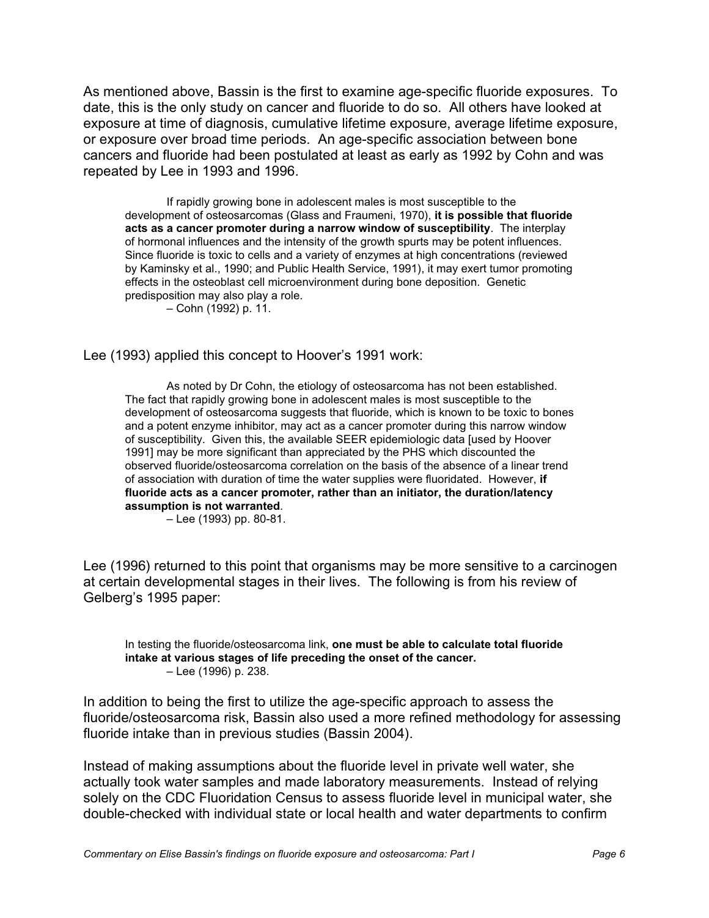As mentioned above, Bassin is the first to examine age-specific fluoride exposures. To date, this is the only study on cancer and fluoride to do so. All others have looked at exposure at time of diagnosis, cumulative lifetime exposure, average lifetime exposure, or exposure over broad time periods. An age-specific association between bone cancers and fluoride had been postulated at least as early as 1992 by Cohn and was repeated by Lee in 1993 and 1996.

> If rapidly growing bone in adolescent males is most susceptible to the development of osteosarcomas (Glass and Fraumeni, 1970), **it is possible that fluoride acts as a cancer promoter during a narrow window of susceptibility**. The interplay of hormonal influences and the intensity of the growth spurts may be potent influences. Since fluoride is toxic to cells and a variety of enzymes at high concentrations (reviewed by Kaminsky et al., 1990; and Public Health Service, 1991), it may exert tumor promoting effects in the osteoblast cell microenvironment during bone deposition. Genetic predisposition may also play a role.
>
> – Cohn (1992) p. 11.

Lee (1993) applied this concept to Hoover's 1991 work:

> As noted by Dr Cohn, the etiology of osteosarcoma has not been established. The fact that rapidly growing bone in adolescent males is most susceptible to the development of osteosarcoma suggests that fluoride, which is known to be toxic to bones and a potent enzyme inhibitor, may act as a cancer promoter during this narrow window of susceptibility. Given this, the available SEER epidemiologic data [used by Hoover 1991] may be more significant than appreciated by the PHS which discounted the observed fluoride/osteosarcoma correlation on the basis of the absence of a linear trend of association with duration of time the water supplies were fluoridated. However, **if fluoride acts as a cancer promoter, rather than an initiator, the duration/latency assumption is not warranted**.
>
> – Lee (1993) pp. 80-81.

Lee (1996) returned to this point that organisms may be more sensitive to a carcinogen at certain developmental stages in their lives. The following is from his review of Gelberg's 1995 paper:

> In testing the fluoride/osteosarcoma link, **one must be able to calculate total fluoride intake at various stages of life preceding the onset of the cancer.**
>
> – Lee (1996) p. 238.

In addition to being the first to utilize the age-specific approach to assess the fluoride/osteosarcoma risk, Bassin also used a more refined methodology for assessing fluoride intake than in previous studies (Bassin 2004).

Instead of making assumptions about the fluoride level in private well water, she actually took water samples and made laboratory measurements. Instead of relying solely on the CDC Fluoridation Census to assess fluoride level in municipal water, she double-checked with individual state or local health and water departments to confirm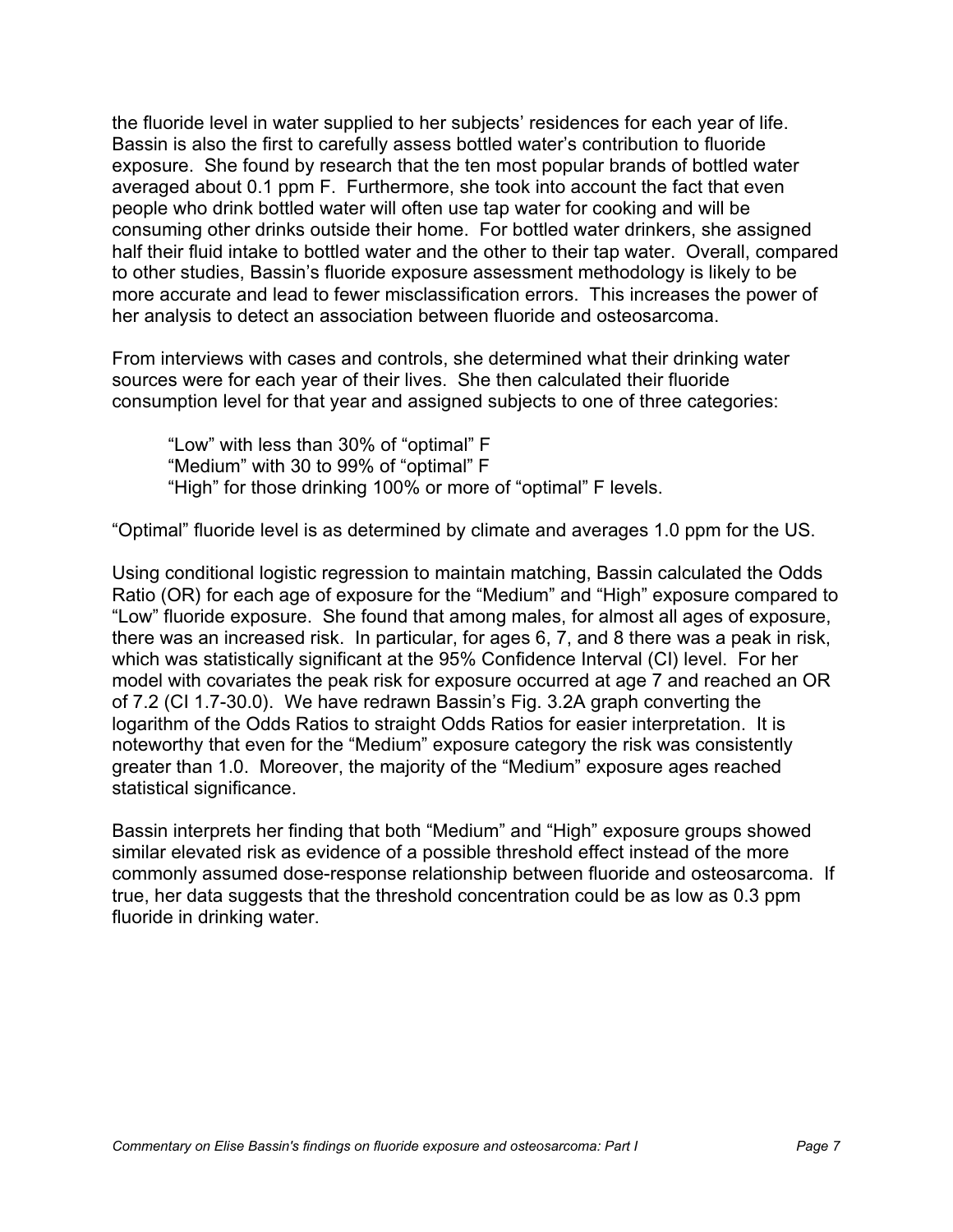the fluoride level in water supplied to her subjects' residences for each year of life. Bassin is also the first to carefully assess bottled water's contribution to fluoride exposure. She found by research that the ten most popular brands of bottled water averaged about 0.1 ppm F. Furthermore, she took into account the fact that even people who drink bottled water will often use tap water for cooking and will be consuming other drinks outside their home. For bottled water drinkers, she assigned half their fluid intake to bottled water and the other to their tap water. Overall, compared to other studies, Bassin's fluoride exposure assessment methodology is likely to be more accurate and lead to fewer misclassification errors. This increases the power of her analysis to detect an association between fluoride and osteosarcoma.

From interviews with cases and controls, she determined what their drinking water sources were for each year of their lives. She then calculated their fluoride consumption level for that year and assigned subjects to one of three categories:

> "Low" with less than 30% of "optimal" F
> "Medium" with 30 to 99% of "optimal" F
> "High" for those drinking 100% or more of "optimal" F levels.

"Optimal" fluoride level is as determined by climate and averages 1.0 ppm for the US.

Using conditional logistic regression to maintain matching, Bassin calculated the Odds Ratio (OR) for each age of exposure for the "Medium" and "High" exposure compared to "Low" fluoride exposure. She found that among males, for almost all ages of exposure, there was an increased risk. In particular, for ages 6, 7, and 8 there was a peak in risk, which was statistically significant at the 95% Confidence Interval (CI) level. For her model with covariates the peak risk for exposure occurred at age 7 and reached an OR of 7.2 (CI 1.7-30.0). We have redrawn Bassin's Fig. 3.2A graph converting the logarithm of the Odds Ratios to straight Odds Ratios for easier interpretation. It is noteworthy that even for the "Medium" exposure category the risk was consistently greater than 1.0. Moreover, the majority of the "Medium" exposure ages reached statistical significance.

Bassin interprets her finding that both "Medium" and "High" exposure groups showed similar elevated risk as evidence of a possible threshold effect instead of the more commonly assumed dose-response relationship between fluoride and osteosarcoma. If true, her data suggests that the threshold concentration could be as low as 0.3 ppm fluoride in drinking water.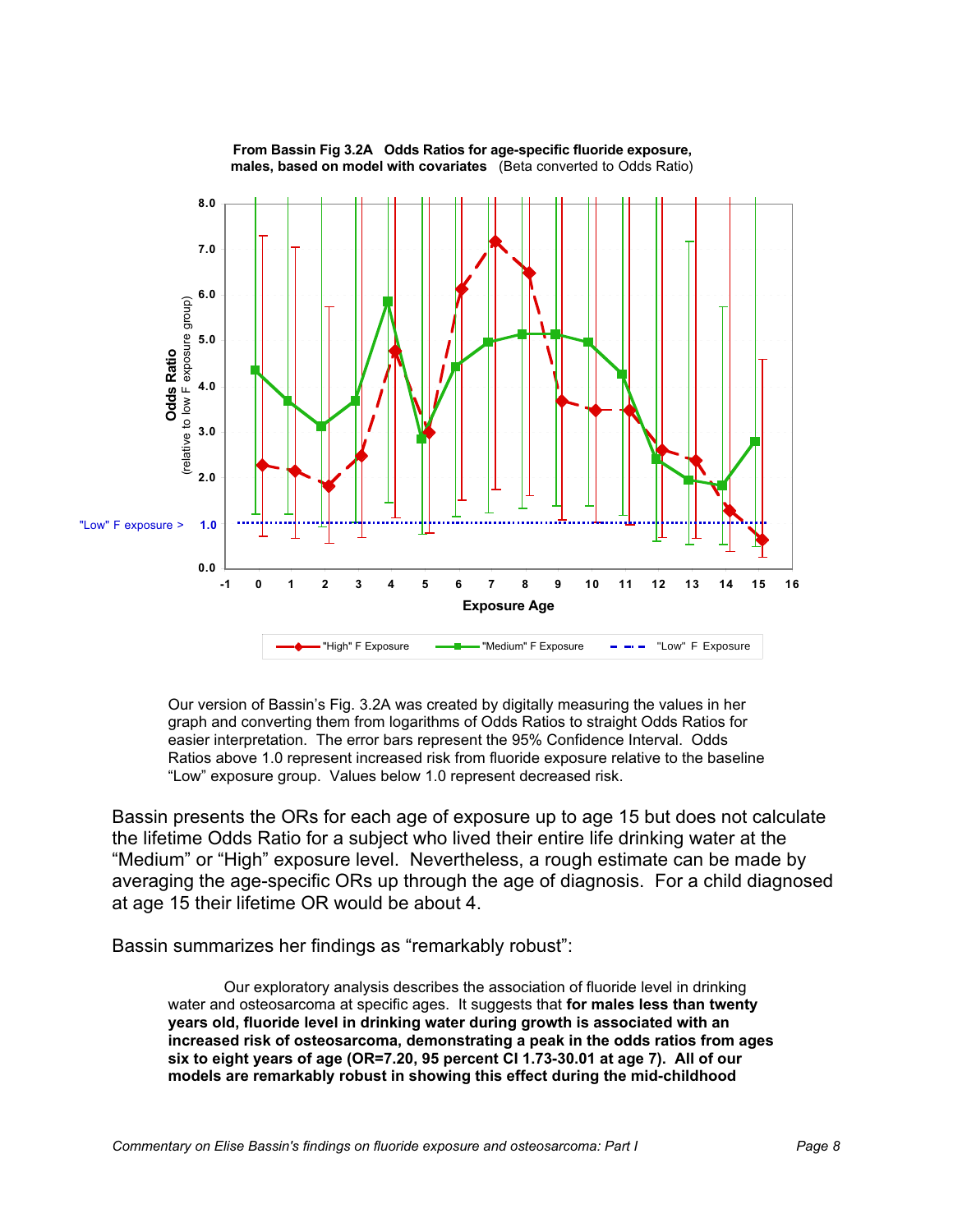**From Bassin Fig 3.2A Odds Ratios for age-specific fluoride exposure, males, based on model with covariates** (Beta converted to Odds Ratio)

Our version of Bassin's Fig. 3.2A was created by digitally measuring the values in her graph and converting them from logarithms of Odds Ratios to straight Odds Ratios for easier interpretation. The error bars represent the 95% Confidence Interval. Odds Ratios above 1.0 represent increased risk from fluoride exposure relative to the baseline "Low" exposure group. Values below 1.0 represent decreased risk.

Bassin presents the ORs for each age of exposure up to age 15 but does not calculate the lifetime Odds Ratio for a subject who lived their entire life drinking water at the "Medium" or "High" exposure level. Nevertheless, a rough estimate can be made by averaging the age-specific ORs up through the age of diagnosis. For a child diagnosed at age 15 their lifetime OR would be about 4.

Bassin summarizes her findings as "remarkably robust":

> Our exploratory analysis describes the association of fluoride level in drinking water and osteosarcoma at specific ages. It suggests that **for males less than twenty years old, fluoride level in drinking water during growth is associated with an increased risk of osteosarcoma, demonstrating a peak in the odds ratios from ages six to eight years of age (OR=7.20, 95 percent CI 1.73-30.01 at age 7). All of our models are remarkably robust in showing this effect during the mid-childhood**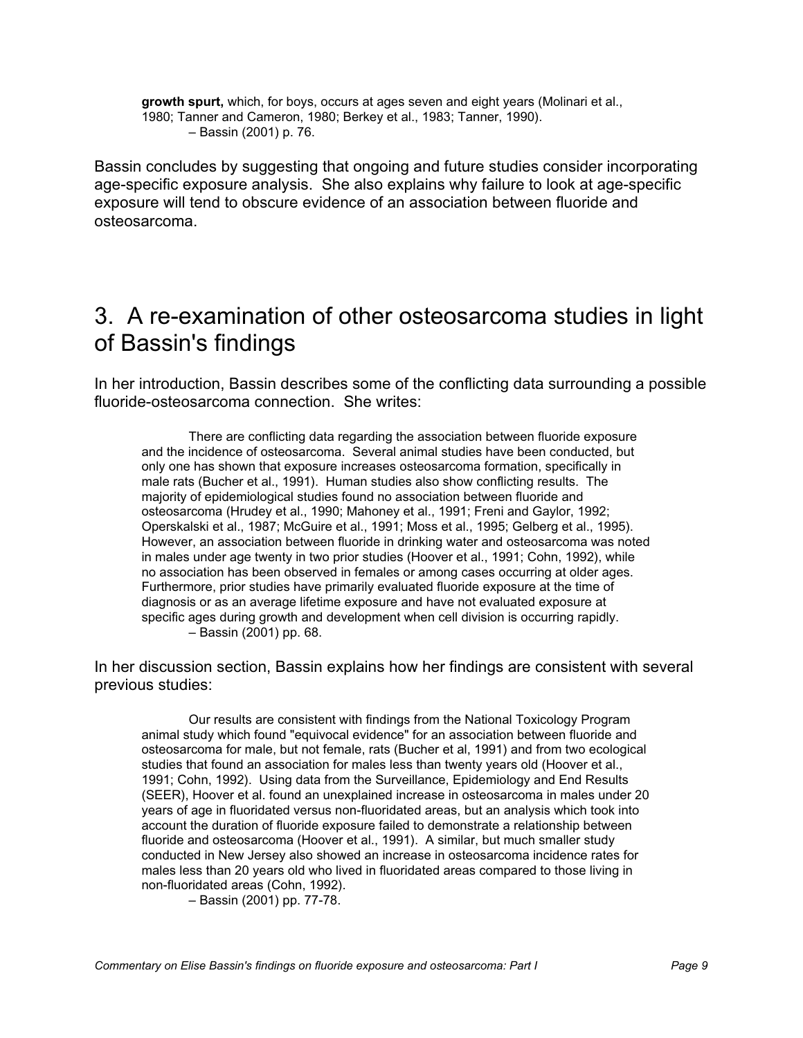> **growth spurt,** which, for boys, occurs at ages seven and eight years (Molinari et al., 1980; Tanner and Cameron, 1980; Berkey et al., 1983; Tanner, 1990).
> – Bassin (2001) p. 76.

Bassin concludes by suggesting that ongoing and future studies consider incorporating age-specific exposure analysis. She also explains why failure to look at age-specific exposure will tend to obscure evidence of an association between fluoride and osteosarcoma.

## 3. A re-examination of other osteosarcoma studies in light of Bassin's findings

In her introduction, Bassin describes some of the conflicting data surrounding a possible fluoride-osteosarcoma connection. She writes:

> There are conflicting data regarding the association between fluoride exposure and the incidence of osteosarcoma. Several animal studies have been conducted, but only one has shown that exposure increases osteosarcoma formation, specifically in male rats (Bucher et al., 1991). Human studies also show conflicting results. The majority of epidemiological studies found no association between fluoride and osteosarcoma (Hrudey et al., 1990; Mahoney et al., 1991; Freni and Gaylor, 1992; Operskalski et al., 1987; McGuire et al., 1991; Moss et al., 1995; Gelberg et al., 1995). However, an association between fluoride in drinking water and osteosarcoma was noted in males under age twenty in two prior studies (Hoover et al., 1991; Cohn, 1992), while no association has been observed in females or among cases occurring at older ages. Furthermore, prior studies have primarily evaluated fluoride exposure at the time of diagnosis or as an average lifetime exposure and have not evaluated exposure at specific ages during growth and development when cell division is occurring rapidly.
> – Bassin (2001) pp. 68.

In her discussion section, Bassin explains how her findings are consistent with several previous studies:

> Our results are consistent with findings from the National Toxicology Program animal study which found "equivocal evidence" for an association between fluoride and osteosarcoma for male, but not female, rats (Bucher et al, 1991) and from two ecological studies that found an association for males less than twenty years old (Hoover et al., 1991; Cohn, 1992). Using data from the Surveillance, Epidemiology and End Results (SEER), Hoover et al. found an unexplained increase in osteosarcoma in males under 20 years of age in fluoridated versus non-fluoridated areas, but an analysis which took into account the duration of fluoride exposure failed to demonstrate a relationship between fluoride and osteosarcoma (Hoover et al., 1991). A similar, but much smaller study conducted in New Jersey also showed an increase in osteosarcoma incidence rates for males less than 20 years old who lived in fluoridated areas compared to those living in non-fluoridated areas (Cohn, 1992).
> – Bassin (2001) pp. 77-78.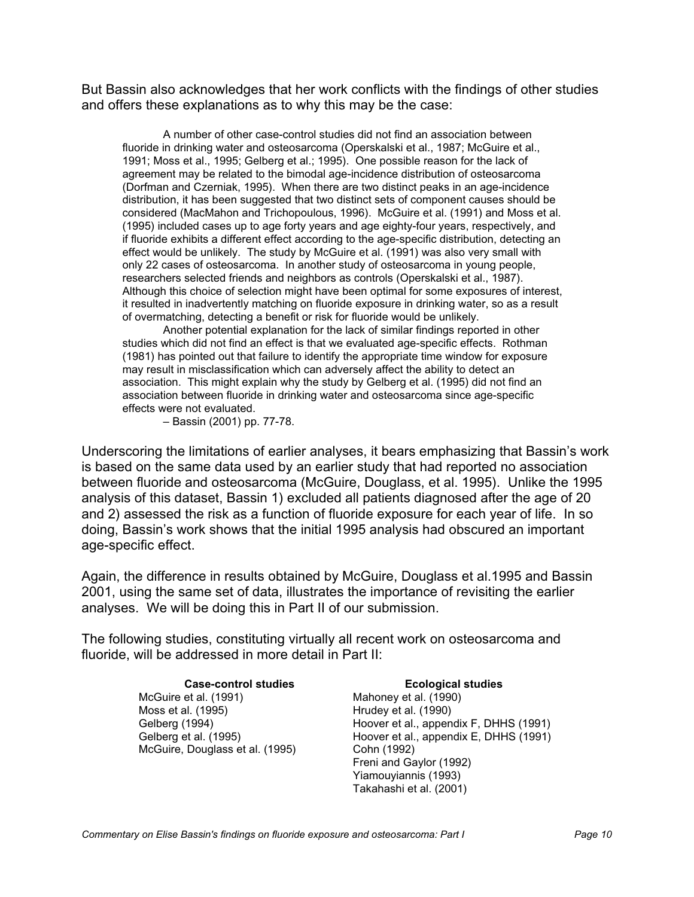But Bassin also acknowledges that her work conflicts with the findings of other studies and offers these explanations as to why this may be the case:

> A number of other case-control studies did not find an association between fluoride in drinking water and osteosarcoma (Operskalski et al., 1987; McGuire et al., 1991; Moss et al., 1995; Gelberg et al.; 1995). One possible reason for the lack of agreement may be related to the bimodal age-incidence distribution of osteosarcoma (Dorfman and Czerniak, 1995). When there are two distinct peaks in an age-incidence distribution, it has been suggested that two distinct sets of component causes should be considered (MacMahon and Trichopoulous, 1996). McGuire et al. (1991) and Moss et al. (1995) included cases up to age forty years and age eighty-four years, respectively, and if fluoride exhibits a different effect according to the age-specific distribution, detecting an effect would be unlikely. The study by McGuire et al. (1991) was also very small with only 22 cases of osteosarcoma. In another study of osteosarcoma in young people, researchers selected friends and neighbors as controls (Operskalski et al., 1987). Although this choice of selection might have been optimal for some exposures of interest, it resulted in inadvertently matching on fluoride exposure in drinking water, so as a result of overmatching, detecting a benefit or risk for fluoride would be unlikely.
>
> Another potential explanation for the lack of similar findings reported in other studies which did not find an effect is that we evaluated age-specific effects. Rothman (1981) has pointed out that failure to identify the appropriate time window for exposure may result in misclassification which can adversely affect the ability to detect an association. This might explain why the study by Gelberg et al. (1995) did not find an association between fluoride in drinking water and osteosarcoma since age-specific effects were not evaluated.
>
> – Bassin (2001) pp. 77-78.

Underscoring the limitations of earlier analyses, it bears emphasizing that Bassin's work is based on the same data used by an earlier study that had reported no association between fluoride and osteosarcoma (McGuire, Douglass, et al. 1995). Unlike the 1995 analysis of this dataset, Bassin 1) excluded all patients diagnosed after the age of 20 and 2) assessed the risk as a function of fluoride exposure for each year of life. In so doing, Bassin's work shows that the initial 1995 analysis had obscured an important age-specific effect.

Again, the difference in results obtained by McGuire, Douglass et al.1995 and Bassin 2001, using the same set of data, illustrates the importance of revisiting the earlier analyses. We will be doing this in Part II of our submission.

The following studies, constituting virtually all recent work on osteosarcoma and fluoride, will be addressed in more detail in Part II:

| Case-control studies | Ecological studies |
|---|---|
| McGuire et al. (1991) | Mahoney et al. (1990) |
| Moss et al. (1995) | Hrudey et al. (1990) |
| Gelberg (1994) | Hoover et al., appendix F, DHHS (1991) |
| Gelberg et al. (1995) | Hoover et al., appendix E, DHHS (1991) |
| McGuire, Douglass et al. (1995) | Cohn (1992) |
| | Freni and Gaylor (1992) |
| | Yiamouyiannis (1993) |
| | Takahashi et al. (2001) |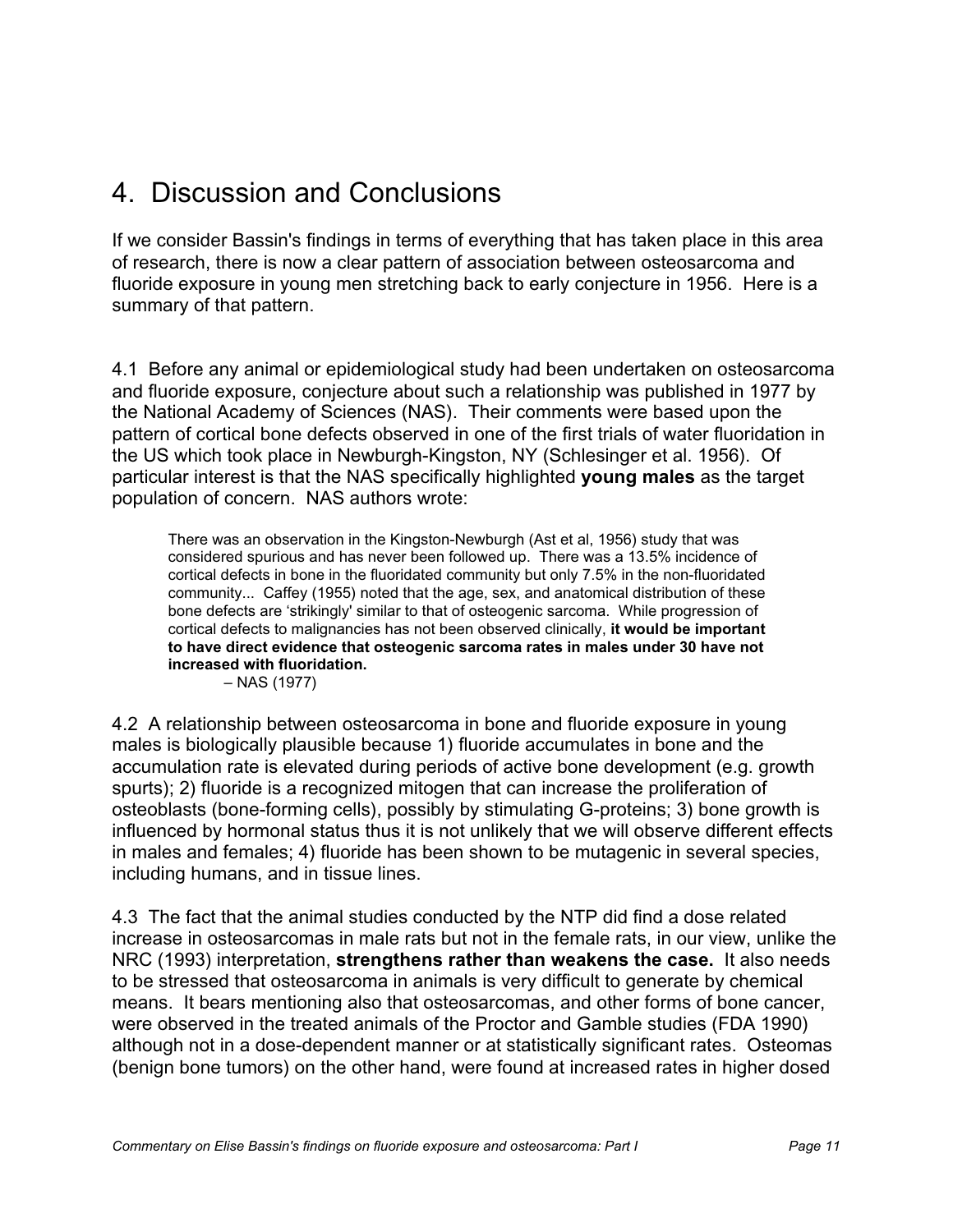# 4. Discussion and Conclusions

If we consider Bassin's findings in terms of everything that has taken place in this area of research, there is now a clear pattern of association between osteosarcoma and fluoride exposure in young men stretching back to early conjecture in 1956. Here is a summary of that pattern.

4.1 Before any animal or epidemiological study had been undertaken on osteosarcoma and fluoride exposure, conjecture about such a relationship was published in 1977 by the National Academy of Sciences (NAS). Their comments were based upon the pattern of cortical bone defects observed in one of the first trials of water fluoridation in the US which took place in Newburgh-Kingston, NY (Schlesinger et al. 1956). Of particular interest is that the NAS specifically highlighted **young males** as the target population of concern. NAS authors wrote:

> There was an observation in the Kingston-Newburgh (Ast et al, 1956) study that was considered spurious and has never been followed up. There was a 13.5% incidence of cortical defects in bone in the fluoridated community but only 7.5% in the non-fluoridated community... Caffey (1955) noted that the age, sex, and anatomical distribution of these bone defects are 'strikingly' similar to that of osteogenic sarcoma. While progression of cortical defects to malignancies has not been observed clinically, **it would be important to have direct evidence that osteogenic sarcoma rates in males under 30 have not increased with fluoridation.**
>
> – NAS (1977)

4.2 A relationship between osteosarcoma in bone and fluoride exposure in young males is biologically plausible because 1) fluoride accumulates in bone and the accumulation rate is elevated during periods of active bone development (e.g. growth spurts); 2) fluoride is a recognized mitogen that can increase the proliferation of osteoblasts (bone-forming cells), possibly by stimulating G-proteins; 3) bone growth is influenced by hormonal status thus it is not unlikely that we will observe different effects in males and females; 4) fluoride has been shown to be mutagenic in several species, including humans, and in tissue lines.

4.3 The fact that the animal studies conducted by the NTP did find a dose related increase in osteosarcomas in male rats but not in the female rats, in our view, unlike the NRC (1993) interpretation, **strengthens rather than weakens the case.** It also needs to be stressed that osteosarcoma in animals is very difficult to generate by chemical means. It bears mentioning also that osteosarcomas, and other forms of bone cancer, were observed in the treated animals of the Proctor and Gamble studies (FDA 1990) although not in a dose-dependent manner or at statistically significant rates. Osteomas (benign bone tumors) on the other hand, were found at increased rates in higher dosed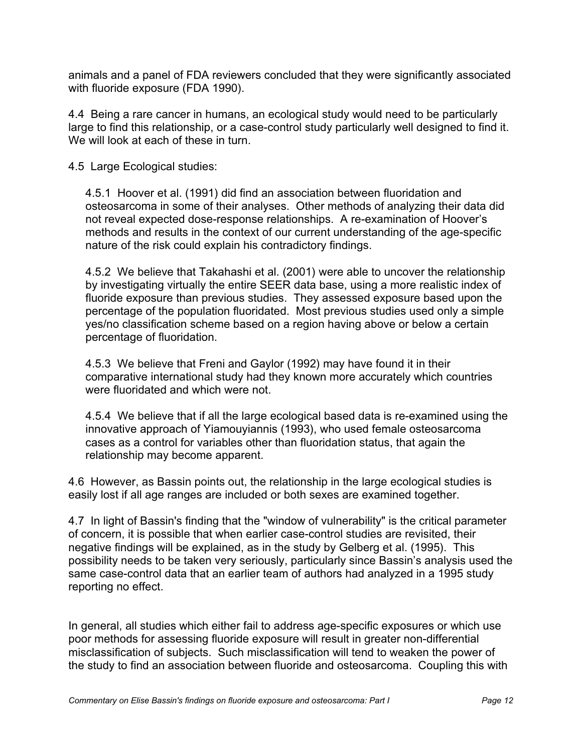animals and a panel of FDA reviewers concluded that they were significantly associated with fluoride exposure (FDA 1990).

4.4 Being a rare cancer in humans, an ecological study would need to be particularly large to find this relationship, or a case-control study particularly well designed to find it. We will look at each of these in turn.

4.5 Large Ecological studies:

> 4.5.1 Hoover et al. (1991) did find an association between fluoridation and osteosarcoma in some of their analyses. Other methods of analyzing their data did not reveal expected dose-response relationships. A re-examination of Hoover's methods and results in the context of our current understanding of the age-specific nature of the risk could explain his contradictory findings.
>
> 4.5.2 We believe that Takahashi et al. (2001) were able to uncover the relationship by investigating virtually the entire SEER data base, using a more realistic index of fluoride exposure than previous studies. They assessed exposure based upon the percentage of the population fluoridated. Most previous studies used only a simple yes/no classification scheme based on a region having above or below a certain percentage of fluoridation.
>
> 4.5.3 We believe that Freni and Gaylor (1992) may have found it in their comparative international study had they known more accurately which countries were fluoridated and which were not.
>
> 4.5.4 We believe that if all the large ecological based data is re-examined using the innovative approach of Yiamouyiannis (1993), who used female osteosarcoma cases as a control for variables other than fluoridation status, that again the relationship may become apparent.

4.6 However, as Bassin points out, the relationship in the large ecological studies is easily lost if all age ranges are included or both sexes are examined together.

4.7 In light of Bassin's finding that the "window of vulnerability" is the critical parameter of concern, it is possible that when earlier case-control studies are revisited, their negative findings will be explained, as in the study by Gelberg et al. (1995). This possibility needs to be taken very seriously, particularly since Bassin's analysis used the same case-control data that an earlier team of authors had analyzed in a 1995 study reporting no effect.

In general, all studies which either fail to address age-specific exposures or which use poor methods for assessing fluoride exposure will result in greater non-differential misclassification of subjects. Such misclassification will tend to weaken the power of the study to find an association between fluoride and osteosarcoma. Coupling this with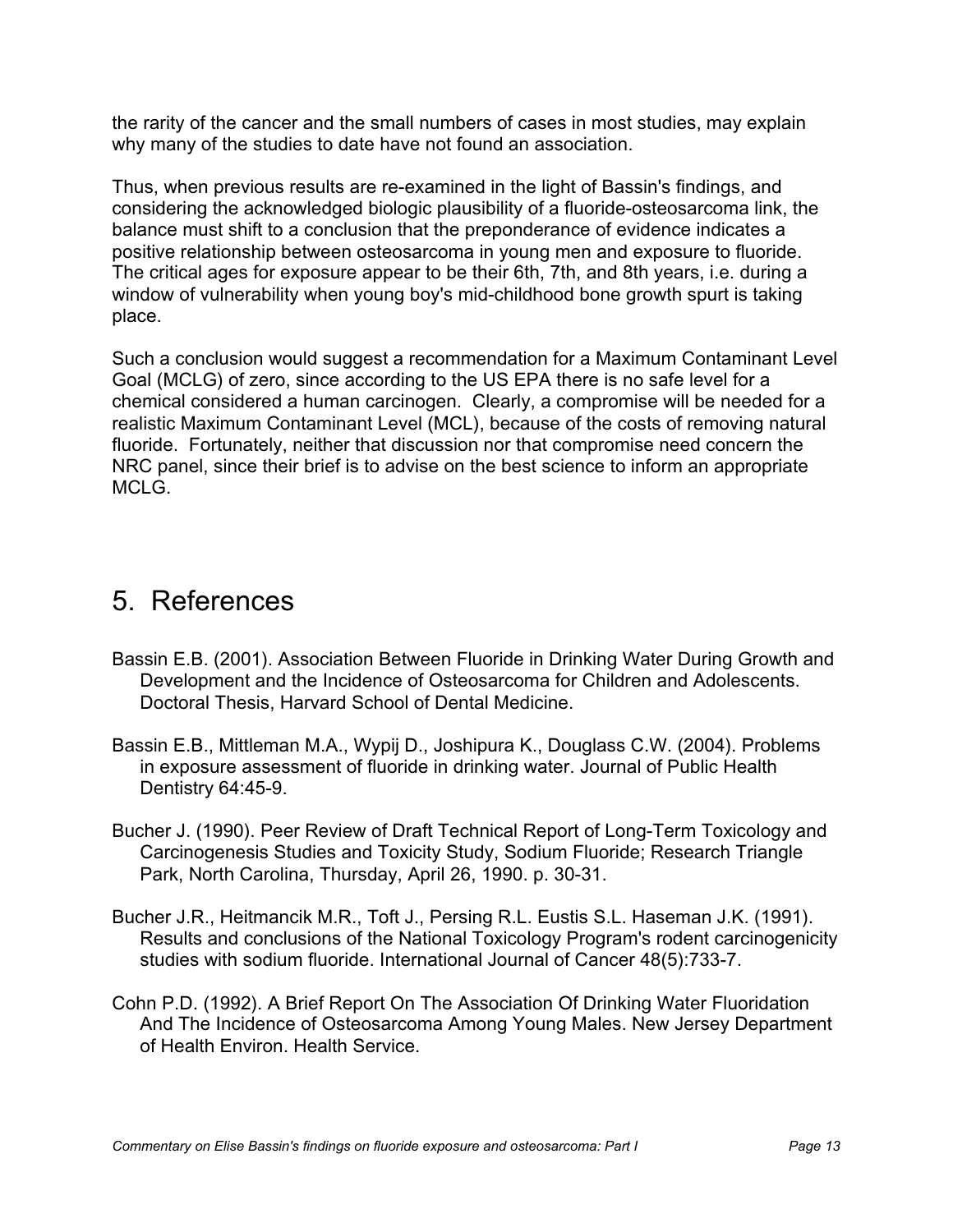the rarity of the cancer and the small numbers of cases in most studies, may explain why many of the studies to date have not found an association.

Thus, when previous results are re-examined in the light of Bassin's findings, and considering the acknowledged biologic plausibility of a fluoride-osteosarcoma link, the balance must shift to a conclusion that the preponderance of evidence indicates a positive relationship between osteosarcoma in young men and exposure to fluoride. The critical ages for exposure appear to be their 6th, 7th, and 8th years, i.e. during a window of vulnerability when young boy's mid-childhood bone growth spurt is taking place.

Such a conclusion would suggest a recommendation for a Maximum Contaminant Level Goal (MCLG) of zero, since according to the US EPA there is no safe level for a chemical considered a human carcinogen. Clearly, a compromise will be needed for a realistic Maximum Contaminant Level (MCL), because of the costs of removing natural fluoride. Fortunately, neither that discussion nor that compromise need concern the NRC panel, since their brief is to advise on the best science to inform an appropriate MCLG.

# 5. References

Bassin E.B. (2001). Association Between Fluoride in Drinking Water During Growth and Development and the Incidence of Osteosarcoma for Children and Adolescents. Doctoral Thesis, Harvard School of Dental Medicine.

Bassin E.B., Mittleman M.A., Wypij D., Joshipura K., Douglass C.W. (2004). Problems in exposure assessment of fluoride in drinking water. Journal of Public Health Dentistry 64:45-9.

Bucher J. (1990). Peer Review of Draft Technical Report of Long-Term Toxicology and Carcinogenesis Studies and Toxicity Study, Sodium Fluoride; Research Triangle Park, North Carolina, Thursday, April 26, 1990. p. 30-31.

Bucher J.R., Heitmancik M.R., Toft J., Persing R.L. Eustis S.L. Haseman J.K. (1991). Results and conclusions of the National Toxicology Program's rodent carcinogenicity studies with sodium fluoride. International Journal of Cancer 48(5):733-7.

Cohn P.D. (1992). A Brief Report On The Association Of Drinking Water Fluoridation And The Incidence of Osteosarcoma Among Young Males. New Jersey Department of Health Environ. Health Service.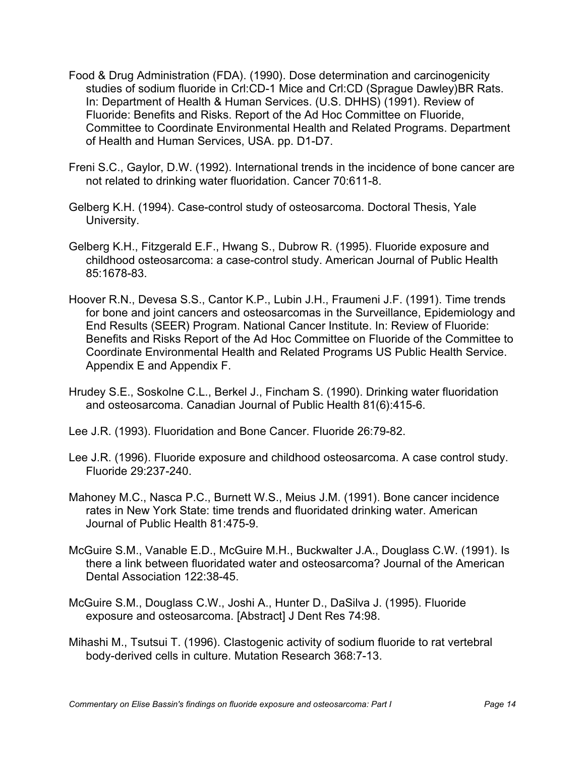Food & Drug Administration (FDA). (1990). Dose determination and carcinogenicity studies of sodium fluoride in Crl:CD-1 Mice and Crl:CD (Sprague Dawley)BR Rats. In: Department of Health & Human Services. (U.S. DHHS) (1991). Review of Fluoride: Benefits and Risks. Report of the Ad Hoc Committee on Fluoride, Committee to Coordinate Environmental Health and Related Programs. Department of Health and Human Services, USA. pp. D1-D7.

Freni S.C., Gaylor, D.W. (1992). International trends in the incidence of bone cancer are not related to drinking water fluoridation. Cancer 70:611-8.

Gelberg K.H. (1994). Case-control study of osteosarcoma. Doctoral Thesis, Yale University.

Gelberg K.H., Fitzgerald E.F., Hwang S., Dubrow R. (1995). Fluoride exposure and childhood osteosarcoma: a case-control study. American Journal of Public Health 85:1678-83.

Hoover R.N., Devesa S.S., Cantor K.P., Lubin J.H., Fraumeni J.F. (1991). Time trends for bone and joint cancers and osteosarcomas in the Surveillance, Epidemiology and End Results (SEER) Program. National Cancer Institute. In: Review of Fluoride: Benefits and Risks Report of the Ad Hoc Committee on Fluoride of the Committee to Coordinate Environmental Health and Related Programs US Public Health Service. Appendix E and Appendix F.

Hrudey S.E., Soskolne C.L., Berkel J., Fincham S. (1990). Drinking water fluoridation and osteosarcoma. Canadian Journal of Public Health 81(6):415-6.

Lee J.R. (1993). Fluoridation and Bone Cancer. Fluoride 26:79-82.

Lee J.R. (1996). Fluoride exposure and childhood osteosarcoma. A case control study. Fluoride 29:237-240.

Mahoney M.C., Nasca P.C., Burnett W.S., Meius J.M. (1991). Bone cancer incidence rates in New York State: time trends and fluoridated drinking water. American Journal of Public Health 81:475-9.

McGuire S.M., Vanable E.D., McGuire M.H., Buckwalter J.A., Douglass C.W. (1991). Is there a link between fluoridated water and osteosarcoma? Journal of the American Dental Association 122:38-45.

McGuire S.M., Douglass C.W., Joshi A., Hunter D., DaSilva J. (1995). Fluoride exposure and osteosarcoma. [Abstract] J Dent Res 74:98.

Mihashi M., Tsutsui T. (1996). Clastogenic activity of sodium fluoride to rat vertebral body-derived cells in culture. Mutation Research 368:7-13.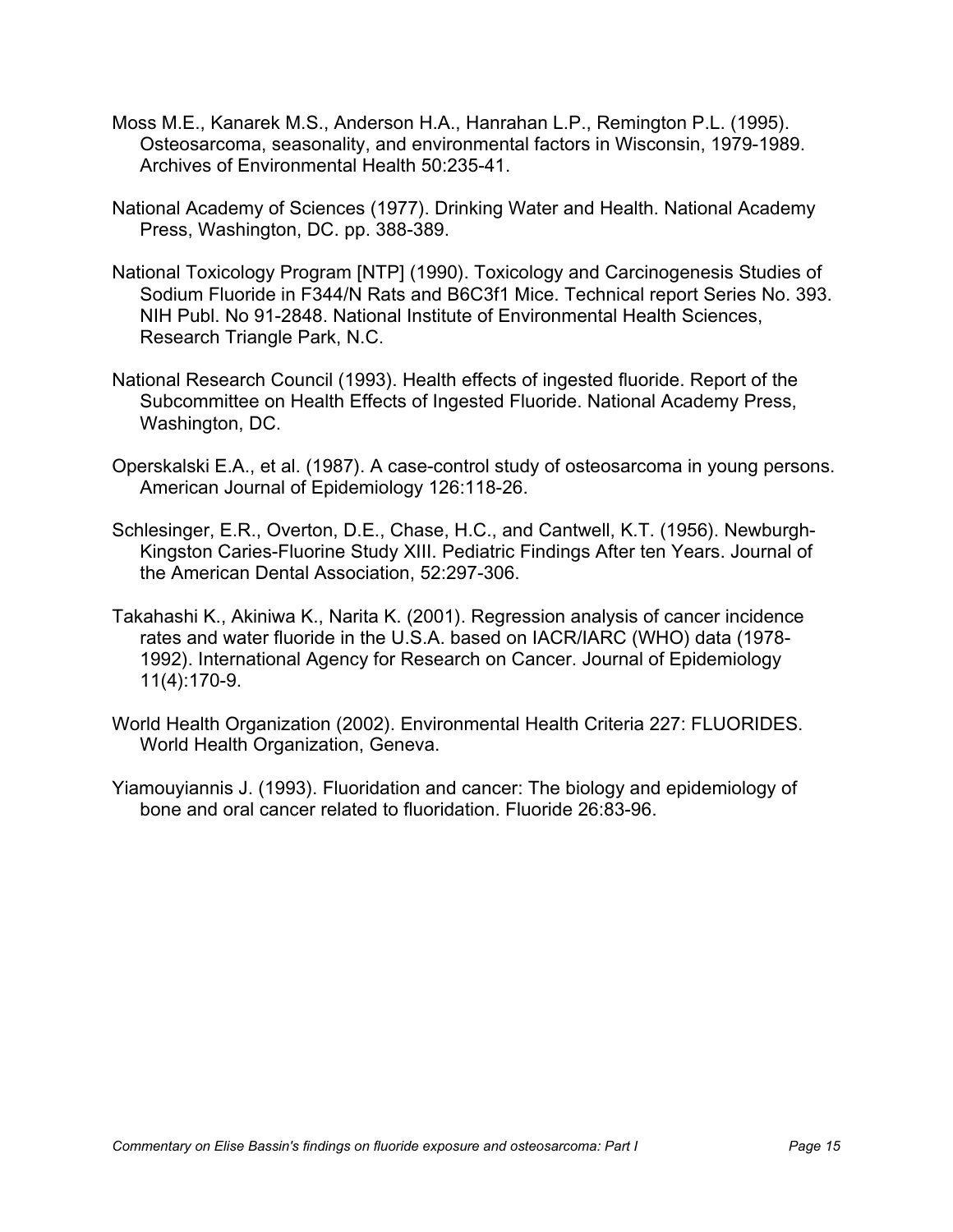Moss M.E., Kanarek M.S., Anderson H.A., Hanrahan L.P., Remington P.L. (1995). Osteosarcoma, seasonality, and environmental factors in Wisconsin, 1979-1989. Archives of Environmental Health 50:235-41.

National Academy of Sciences (1977). Drinking Water and Health. National Academy Press, Washington, DC. pp. 388-389.

National Toxicology Program [NTP] (1990). Toxicology and Carcinogenesis Studies of Sodium Fluoride in F344/N Rats and B6C3f1 Mice. Technical report Series No. 393. NIH Publ. No 91-2848. National Institute of Environmental Health Sciences, Research Triangle Park, N.C.

National Research Council (1993). Health effects of ingested fluoride. Report of the Subcommittee on Health Effects of Ingested Fluoride. National Academy Press, Washington, DC.

Operskalski E.A., et al. (1987). A case-control study of osteosarcoma in young persons. American Journal of Epidemiology 126:118-26.

Schlesinger, E.R., Overton, D.E., Chase, H.C., and Cantwell, K.T. (1956). Newburgh-Kingston Caries-Fluorine Study XIII. Pediatric Findings After ten Years. Journal of the American Dental Association, 52:297-306.

Takahashi K., Akiniwa K., Narita K. (2001). Regression analysis of cancer incidence rates and water fluoride in the U.S.A. based on IACR/IARC (WHO) data (1978-1992). International Agency for Research on Cancer. Journal of Epidemiology 11(4):170-9.

World Health Organization (2002). Environmental Health Criteria 227: FLUORIDES. World Health Organization, Geneva.

Yiamouyiannis J. (1993). Fluoridation and cancer: The biology and epidemiology of bone and oral cancer related to fluoridation. Fluoride 26:83-96.